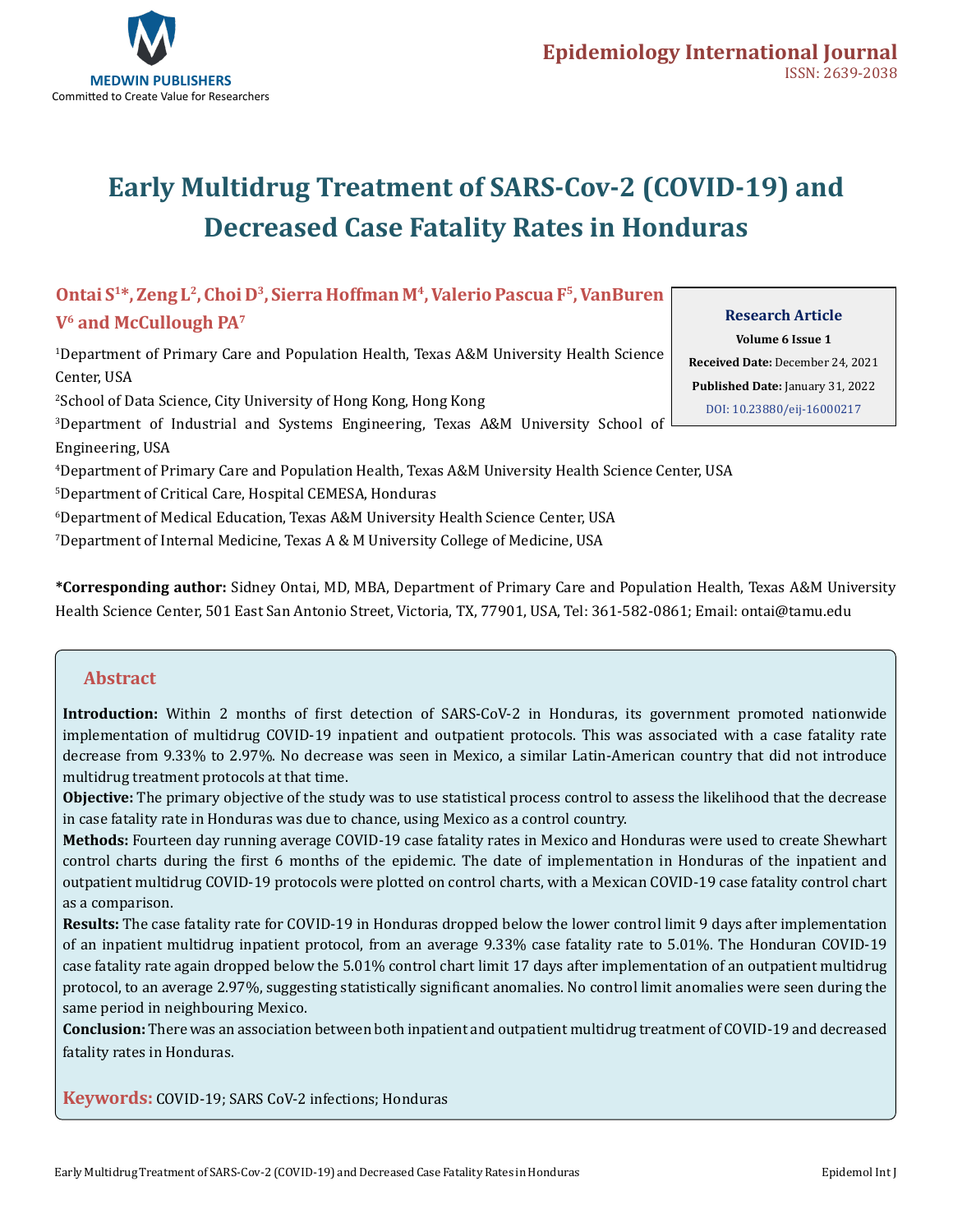# Early Multidrug Treatment of SARS-Cov-2 (COVID-19) and Decreased Case Fatality Rates in Honduras

**Ontai S[1]*, Zeng L[2], Choi D[3], Sierra Hoffman M[4], Valerio Pascua F[5], VanBuren V[6] and McCullough PA[7]**

[1]Department of Primary Care and Population Health, Texas A&M University Health Science Center, USA

[2]School of Data Science, City University of Hong Kong, Hong Kong

[3]Department of Industrial and Systems Engineering, Texas A&M University School of Engineering, USA

[4]Department of Primary Care and Population Health, Texas A&M University Health Science Center, USA

[5]Department of Critical Care, Hospital CEMESA, Honduras

[6]Department of Medical Education, Texas A&M University Health Science Center, USA

[7]Department of Internal Medicine, Texas A & M University College of Medicine, USA

**Research Article**

**Volume 6 Issue 1**

**Received Date:** December 24, 2021

**Published Date:** January 31, 2022

DOI: 10.23880/eij-16000217

**\*Corresponding author:** Sidney Ontai, MD, MBA, Department of Primary Care and Population Health, Texas A&M University Health Science Center, 501 East San Antonio Street, Victoria, TX, 77901, USA, Tel: 361-582-0861; Email: ontai@tamu.edu

## Abstract

**Introduction:** Within 2 months of first detection of SARS-CoV-2 in Honduras, its government promoted nationwide implementation of multidrug COVID-19 inpatient and outpatient protocols. This was associated with a case fatality rate decrease from 9.33% to 2.97%. No decrease was seen in Mexico, a similar Latin-American country that did not introduce multidrug treatment protocols at that time.

**Objective:** The primary objective of the study was to use statistical process control to assess the likelihood that the decrease in case fatality rate in Honduras was due to chance, using Mexico as a control country.

**Methods:** Fourteen day running average COVID-19 case fatality rates in Mexico and Honduras were used to create Shewhart control charts during the first 6 months of the epidemic. The date of implementation in Honduras of the inpatient and outpatient multidrug COVID-19 protocols were plotted on control charts, with a Mexican COVID-19 case fatality control chart as a comparison.

**Results:** The case fatality rate for COVID-19 in Honduras dropped below the lower control limit 9 days after implementation of an inpatient multidrug inpatient protocol, from an average 9.33% case fatality rate to 5.01%. The Honduran COVID-19 case fatality rate again dropped below the 5.01% control chart limit 17 days after implementation of an outpatient multidrug protocol, to an average 2.97%, suggesting statistically significant anomalies. No control limit anomalies were seen during the same period in neighbouring Mexico.

**Conclusion:** There was an association between both inpatient and outpatient multidrug treatment of COVID-19 and decreased fatality rates in Honduras.

**Keywords:** COVID-19; SARS CoV-2 infections; Honduras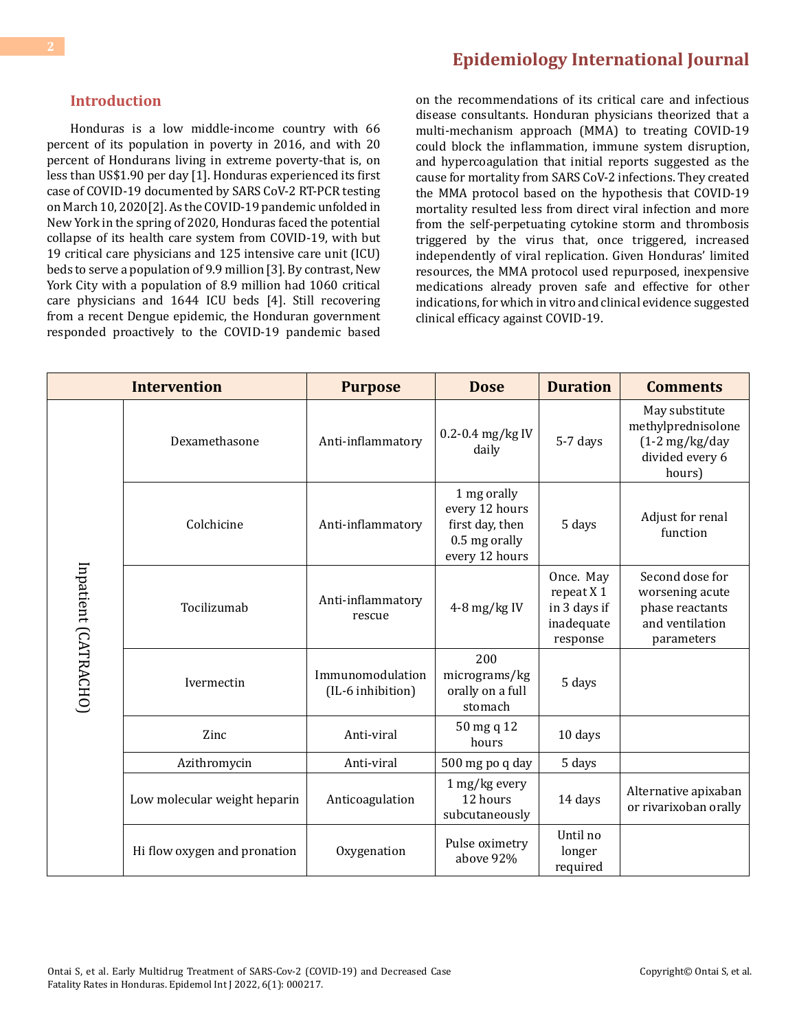## Introduction

Honduras is a low middle-income country with 66 percent of its population in poverty in 2016, and with 20 percent of Hondurans living in extreme poverty-that is, on less than US$1.90 per day [1]. Honduras experienced its first case of COVID-19 documented by SARS CoV-2 RT-PCR testing on March 10, 2020[2]. As the COVID-19 pandemic unfolded in New York in the spring of 2020, Honduras faced the potential collapse of its health care system from COVID-19, with but 19 critical care physicians and 125 intensive care unit (ICU) beds to serve a population of 9.9 million [3]. By contrast, New York City with a population of 8.9 million had 1060 critical care physicians and 1644 ICU beds [4]. Still recovering from a recent Dengue epidemic, the Honduran government responded proactively to the COVID-19 pandemic based on the recommendations of its critical care and infectious disease consultants. Honduran physicians theorized that a multi-mechanism approach (MMA) to treating COVID-19 could block the inflammation, immune system disruption, and hypercoagulation that initial reports suggested as the cause for mortality from SARS CoV-2 infections. They created the MMA protocol based on the hypothesis that COVID-19 mortality resulted less from direct viral infection and more from the self-perpetuating cytokine storm and thrombosis triggered by the virus that, once triggered, increased independently of viral replication. Given Honduras' limited resources, the MMA protocol used repurposed, inexpensive medications already proven safe and effective for other indications, for which in vitro and clinical evidence suggested clinical efficacy against COVID-19.

| Intervention | | Purpose | Dose | Duration | Comments |
|---|---|---|---|---|---|
| Inpatient (CATRACHO) | Dexamethasone | Anti-inflammatory | 0.2-0.4 mg/kg IV daily | 5-7 days | May substitute methylprednisolone (1-2 mg/kg/day divided every 6 hours) |
| | Colchicine | Anti-inflammatory | 1 mg orally every 12 hours first day, then 0.5 mg orally every 12 hours | 5 days | Adjust for renal function |
| | Tocilizumab | Anti-inflammatory rescue | 4-8 mg/kg IV | Once. May repeat X 1 in 3 days if inadequate response | Second dose for worsening acute phase reactants and ventilation parameters |
| | Ivermectin | Immunomodulation (IL-6 inhibition) | 200 micrograms/kg orally on a full stomach | 5 days | |
| | Zinc | Anti-viral | 50 mg q 12 hours | 10 days | |
| | Azithromycin | Anti-viral | 500 mg po q day | 5 days | |
| | Low molecular weight heparin | Anticoagulation | 1 mg/kg every 12 hours subcutaneously | 14 days | Alternative apixaban or rivaroxaban orally |
| | Hi flow oxygen and pronation | Oxygenation | Pulse oximetry above 92% | Until no longer required | |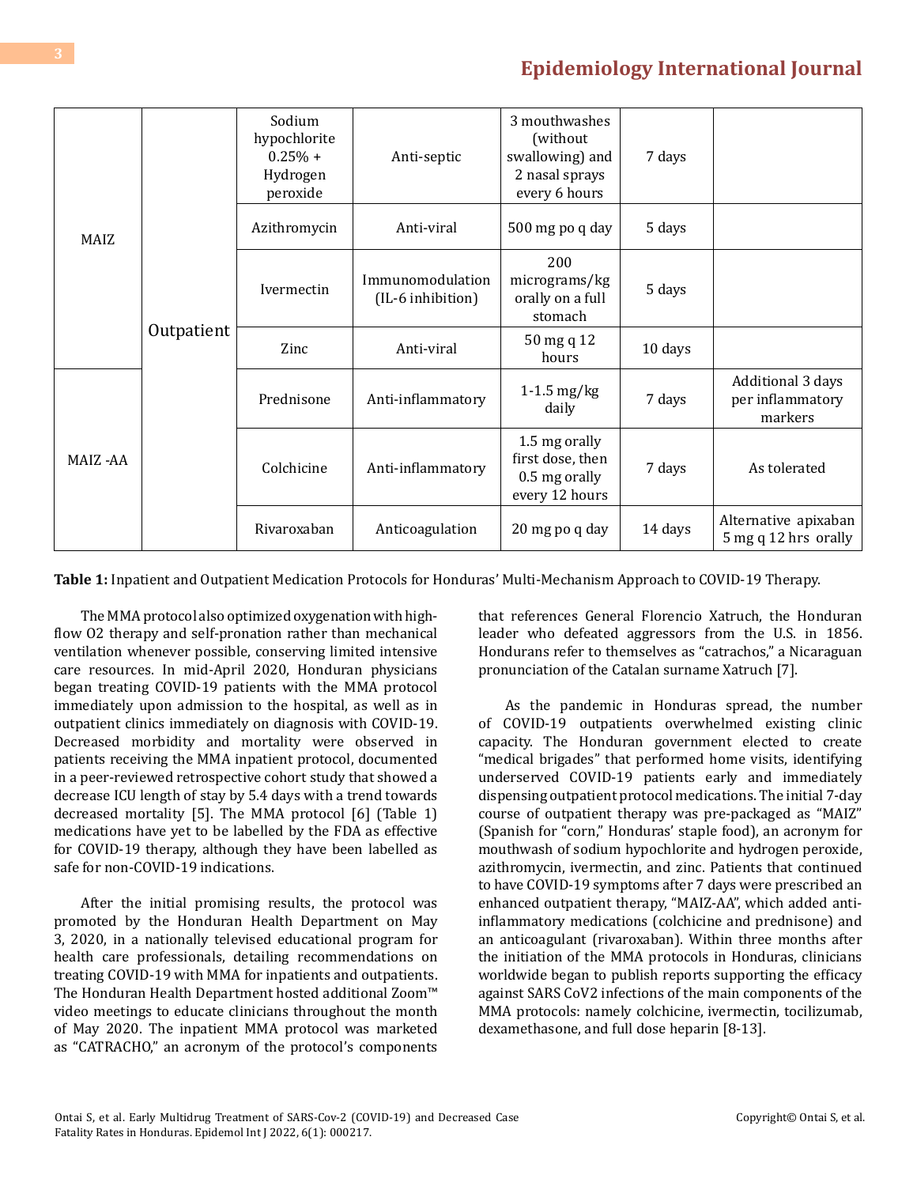| | | | | | | |
|---|---|---|---|---|---|---|
| MAIZ | Outpatient | Sodium hypochlorite 0.25% + Hydrogen peroxide | Anti-septic | 3 mouthwashes (without swallowing) and 2 nasal sprays every 6 hours | 7 days | |
| | | Azithromycin | Anti-viral | 500 mg po q day | 5 days | |
| | | Ivermectin | Immunomodulation (IL-6 inhibition) | 200 micrograms/kg orally on a full stomach | 5 days | |
| | | Zinc | Anti-viral | 50 mg q 12 hours | 10 days | |
| MAIZ -AA | | Prednisone | Anti-inflammatory | 1-1.5 mg/kg daily | 7 days | Additional 3 days per inflammatory markers |
| | | Colchicine | Anti-inflammatory | 1.5 mg orally first dose, then 0.5 mg orally every 12 hours | 7 days | As tolerated |
| | | Rivaroxaban | Anticoagulation | 20 mg po q day | 14 days | Alternative apixaban 5 mg q 12 hrs orally |

**Table 1:** Inpatient and Outpatient Medication Protocols for Honduras' Multi-Mechanism Approach to COVID-19 Therapy.

The MMA protocol also optimized oxygenation with high-flow O2 therapy and self-pronation rather than mechanical ventilation whenever possible, conserving limited intensive care resources. In mid-April 2020, Honduran physicians began treating COVID-19 patients with the MMA protocol immediately upon admission to the hospital, as well as in outpatient clinics immediately on diagnosis with COVID-19. Decreased morbidity and mortality were observed in patients receiving the MMA inpatient protocol, documented in a peer-reviewed retrospective cohort study that showed a decrease ICU length of stay by 5.4 days with a trend towards decreased mortality [5]. The MMA protocol [6] (Table 1) medications have yet to be labelled by the FDA as effective for COVID-19 therapy, although they have been labelled as safe for non-COVID-19 indications.

After the initial promising results, the protocol was promoted by the Honduran Health Department on May 3, 2020, in a nationally televised educational program for health care professionals, detailing recommendations on treating COVID-19 with MMA for inpatients and outpatients. The Honduran Health Department hosted additional Zoom™ video meetings to educate clinicians throughout the month of May 2020. The inpatient MMA protocol was marketed as "CATRACHO," an acronym of the protocol's components that references General Florencio Xatruch, the Honduran leader who defeated aggressors from the U.S. in 1856. Hondurans refer to themselves as "catrachos," a Nicaraguan pronunciation of the Catalan surname Xatruch [7].

As the pandemic in Honduras spread, the number of COVID-19 outpatients overwhelmed existing clinic capacity. The Honduran government elected to create "medical brigades" that performed home visits, identifying underserved COVID-19 patients early and immediately dispensing outpatient protocol medications. The initial 7-day course of outpatient therapy was pre-packaged as "MAIZ" (Spanish for "corn," Honduras' staple food), an acronym for mouthwash of sodium hypochlorite and hydrogen peroxide, azithromycin, ivermectin, and zinc. Patients that continued to have COVID-19 symptoms after 7 days were prescribed an enhanced outpatient therapy, "MAIZ-AA", which added anti-inflammatory medications (colchicine and prednisone) and an anticoagulant (rivaroxaban). Within three months after the initiation of the MMA protocols in Honduras, clinicians worldwide began to publish reports supporting the efficacy against SARS CoV2 infections of the main components of the MMA protocols: namely colchicine, ivermectin, tocilizumab, dexamethasone, and full dose heparin [8-13].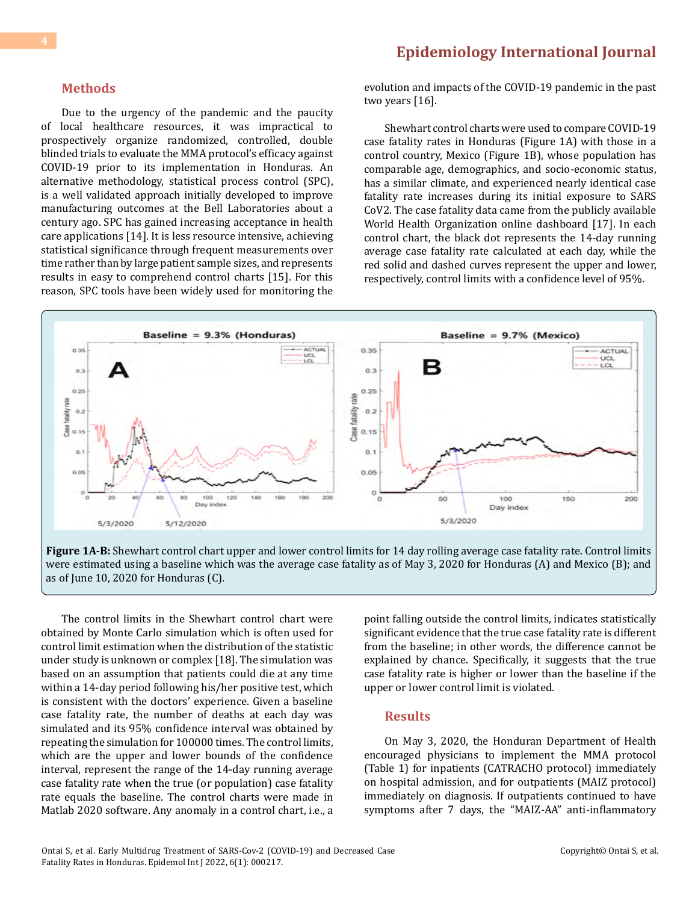## Methods

Due to the urgency of the pandemic and the paucity of local healthcare resources, it was impractical to prospectively organize randomized, controlled, double blinded trials to evaluate the MMA protocol's efficacy against COVID-19 prior to its implementation in Honduras. An alternative methodology, statistical process control (SPC), is a well validated approach initially developed to improve manufacturing outcomes at the Bell Laboratories about a century ago. SPC has gained increasing acceptance in health care applications [14]. It is less resource intensive, achieving statistical significance through frequent measurements over time rather than by large patient sample sizes, and represents results in easy to comprehend control charts [15]. For this reason, SPC tools have been widely used for monitoring the evolution and impacts of the COVID-19 pandemic in the past two years [16].

Shewhart control charts were used to compare COVID-19 case fatality rates in Honduras (Figure 1A) with those in a control country, Mexico (Figure 1B), whose population has comparable age, demographics, and socio-economic status, has a similar climate, and experienced nearly identical case fatality rate increases during its initial exposure to SARS CoV2. The case fatality data came from the publicly available World Health Organization online dashboard [17]. In each control chart, the black dot represents the 14-day running average case fatality rate calculated at each day, while the red solid and dashed curves represent the upper and lower, respectively, control limits with a confidence level of 95%.

**Figure 1A-B:** Shewhart control chart upper and lower control limits for 14 day rolling average case fatality rate. Control limits were estimated using a baseline which was the average case fatality as of May 3, 2020 for Honduras (A) and Mexico (B); and as of June 10, 2020 for Honduras (C).

The control limits in the Shewhart control chart were obtained by Monte Carlo simulation which is often used for control limit estimation when the distribution of the statistic under study is unknown or complex [18]. The simulation was based on an assumption that patients could die at any time within a 14-day period following his/her positive test, which is consistent with the doctors' experience. Given a baseline case fatality rate, the number of deaths at each day was simulated and its 95% confidence interval was obtained by repeating the simulation for 100000 times. The control limits, which are the upper and lower bounds of the confidence interval, represent the range of the 14-day running average case fatality rate when the true (or population) case fatality rate equals the baseline. The control charts were made in Matlab 2020 software. Any anomaly in a control chart, i.e., a point falling outside the control limits, indicates statistically significant evidence that the true case fatality rate is different from the baseline; in other words, the difference cannot be explained by chance. Specifically, it suggests that the true case fatality rate is higher or lower than the baseline if the upper or lower control limit is violated.

## Results

On May 3, 2020, the Honduran Department of Health encouraged physicians to implement the MMA protocol (Table 1) for inpatients (CATRACHO protocol) immediately on hospital admission, and for outpatients (MAIZ protocol) immediately on diagnosis. If outpatients continued to have symptoms after 7 days, the "MAIZ-AA" anti-inflammatory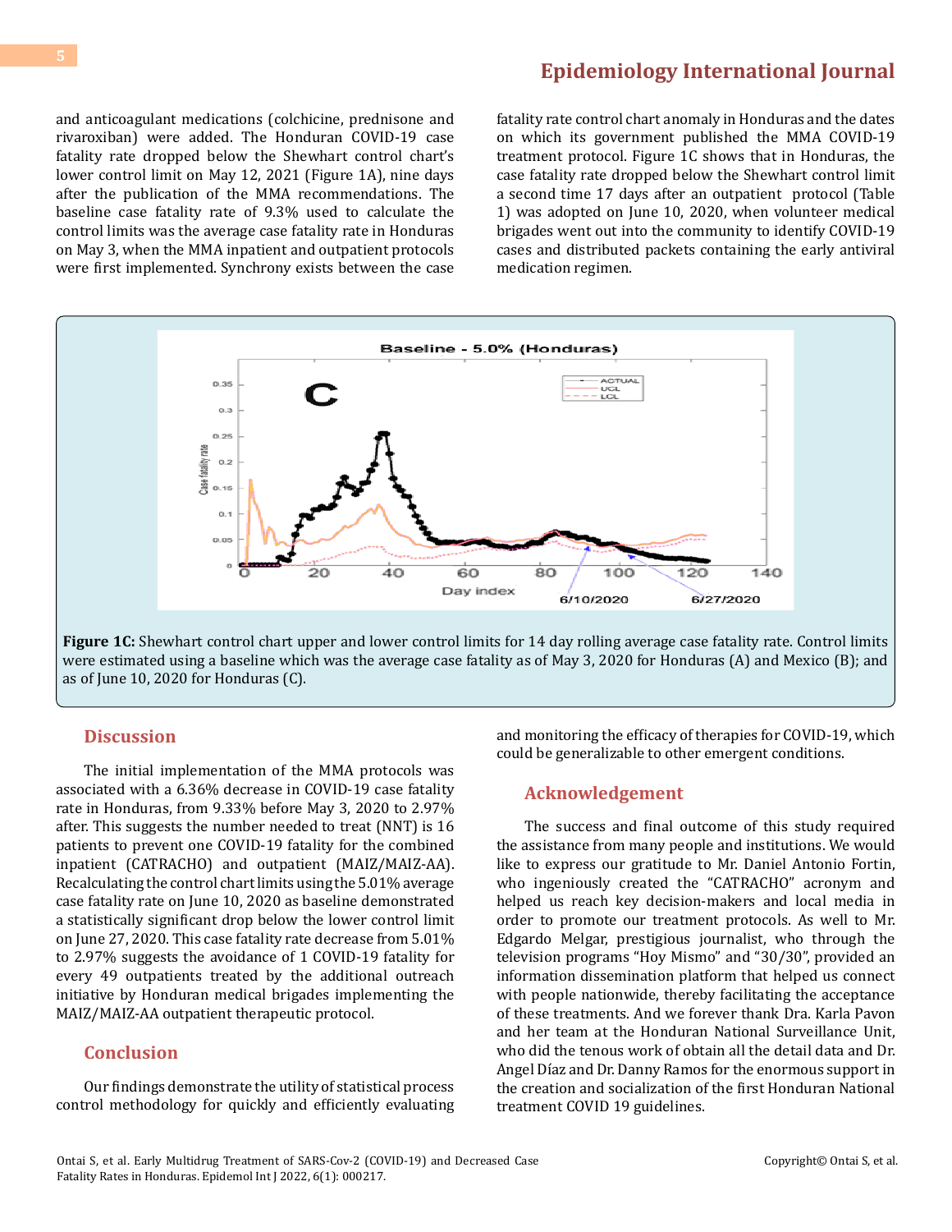and anticoagulant medications (colchicine, prednisone and rivaroxiban) were added. The Honduran COVID-19 case fatality rate dropped below the Shewhart control chart's lower control limit on May 12, 2021 (Figure 1A), nine days after the publication of the MMA recommendations. The baseline case fatality rate of 9.3% used to calculate the control limits was the average case fatality rate in Honduras on May 3, when the MMA inpatient and outpatient protocols were first implemented. Synchrony exists between the case fatality rate control chart anomaly in Honduras and the dates on which its government published the MMA COVID-19 treatment protocol. Figure 1C shows that in Honduras, the case fatality rate dropped below the Shewhart control limit a second time 17 days after an outpatient protocol (Table 1) was adopted on June 10, 2020, when volunteer medical brigades went out into the community to identify COVID-19 cases and distributed packets containing the early antiviral medication regimen.

**Figure 1C:** Shewhart control chart upper and lower control limits for 14 day rolling average case fatality rate. Control limits were estimated using a baseline which was the average case fatality as of May 3, 2020 for Honduras (A) and Mexico (B); and as of June 10, 2020 for Honduras (C).

## Discussion

The initial implementation of the MMA protocols was associated with a 6.36% decrease in COVID-19 case fatality rate in Honduras, from 9.33% before May 3, 2020 to 2.97% after. This suggests the number needed to treat (NNT) is 16 patients to prevent one COVID-19 fatality for the combined inpatient (CATRACHO) and outpatient (MAIZ/MAIZ-AA). Recalculating the control chart limits using the 5.01% average case fatality rate on June 10, 2020 as baseline demonstrated a statistically significant drop below the lower control limit on June 27, 2020. This case fatality rate decrease from 5.01% to 2.97% suggests the avoidance of 1 COVID-19 fatality for every 49 outpatients treated by the additional outreach initiative by Honduran medical brigades implementing the MAIZ/MAIZ-AA outpatient therapeutic protocol.

## Conclusion

Our findings demonstrate the utility of statistical process control methodology for quickly and efficiently evaluating and monitoring the efficacy of therapies for COVID-19, which could be generalizable to other emergent conditions.

## Acknowledgement

The success and final outcome of this study required the assistance from many people and institutions. We would like to express our gratitude to Mr. Daniel Antonio Fortin, who ingeniously created the "CATRACHO" acronym and helped us reach key decision-makers and local media in order to promote our treatment protocols. As well to Mr. Edgardo Melgar, prestigious journalist, who through the television programs "Hoy Mismo" and "30/30", provided an information dissemination platform that helped us connect with people nationwide, thereby facilitating the acceptance of these treatments. And we forever thank Dra. Karla Pavon and her team at the Honduran National Surveillance Unit, who did the tenous work of obtain all the detail data and Dr. Angel Díaz and Dr. Danny Ramos for the enormous support in the creation and socialization of the first Honduran National treatment COVID 19 guidelines.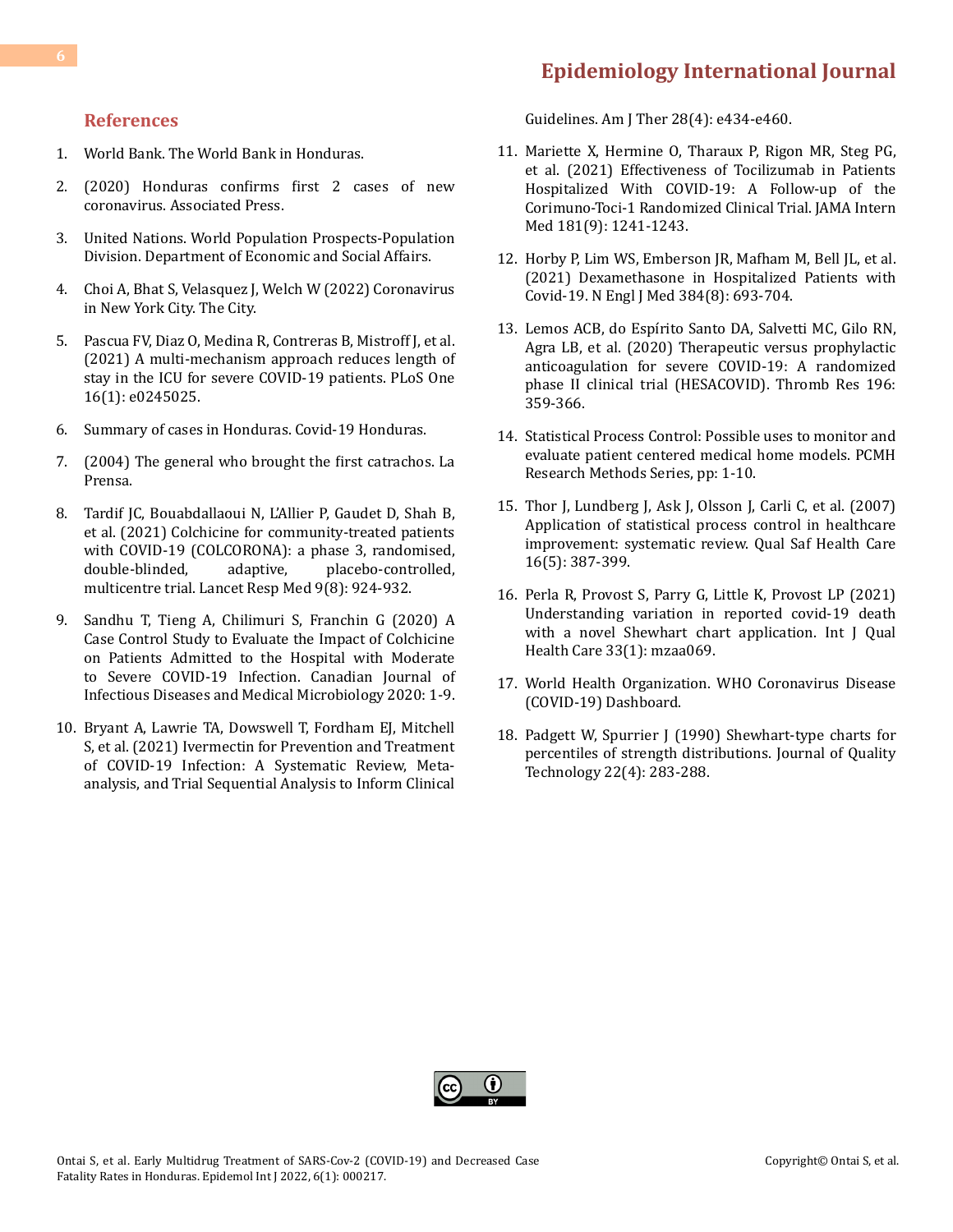## References

1. World Bank. The World Bank in Honduras.
2. (2020) Honduras confirms first 2 cases of new coronavirus. Associated Press.
3. United Nations. World Population Prospects-Population Division. Department of Economic and Social Affairs.
4. Choi A, Bhat S, Velasquez J, Welch W (2022) Coronavirus in New York City. The City.
5. Pascua FV, Diaz O, Medina R, Contreras B, Mistroff J, et al. (2021) A multi-mechanism approach reduces length of stay in the ICU for severe COVID-19 patients. PLoS One 16(1): e0245025.
6. Summary of cases in Honduras. Covid-19 Honduras.
7. (2004) The general who brought the first catrachos. La Prensa.
8. Tardif JC, Bouabdallaoui N, L'Allier P, Gaudet D, Shah B, et al. (2021) Colchicine for community-treated patients with COVID-19 (COLCORONA): a phase 3, randomised, double-blinded, adaptive, placebo-controlled, multicentre trial. Lancet Resp Med 9(8): 924-932.
9. Sandhu T, Tieng A, Chilimuri S, Franchin G (2020) A Case Control Study to Evaluate the Impact of Colchicine on Patients Admitted to the Hospital with Moderate to Severe COVID-19 Infection. Canadian Journal of Infectious Diseases and Medical Microbiology 2020: 1-9.
10. Bryant A, Lawrie TA, Dowswell T, Fordham EJ, Mitchell S, et al. (2021) Ivermectin for Prevention and Treatment of COVID-19 Infection: A Systematic Review, Meta-analysis, and Trial Sequential Analysis to Inform Clinical Guidelines. Am J Ther 28(4): e434-e460.
11. Mariette X, Hermine O, Tharaux P, Rigon MR, Steg PG, et al. (2021) Effectiveness of Tocilizumab in Patients Hospitalized With COVID-19: A Follow-up of the Corimuno-Toci-1 Randomized Clinical Trial. JAMA Intern Med 181(9): 1241-1243.
12. Horby P, Lim WS, Emberson JR, Mafham M, Bell JL, et al. (2021) Dexamethasone in Hospitalized Patients with Covid-19. N Engl J Med 384(8): 693-704.
13. Lemos ACB, do Espírito Santo DA, Salvetti MC, Gilo RN, Agra LB, et al. (2020) Therapeutic versus prophylactic anticoagulation for severe COVID-19: A randomized phase II clinical trial (HESACOVID). Thromb Res 196: 359-366.
14. Statistical Process Control: Possible uses to monitor and evaluate patient centered medical home models. PCMH Research Methods Series, pp: 1-10.
15. Thor J, Lundberg J, Ask J, Olsson J, Carli C, et al. (2007) Application of statistical process control in healthcare improvement: systematic review. Qual Saf Health Care 16(5): 387-399.
16. Perla R, Provost S, Parry G, Little K, Provost LP (2021) Understanding variation in reported covid-19 death with a novel Shewhart chart application. Int J Qual Health Care 33(1): mzaa069.
17. World Health Organization. WHO Coronavirus Disease (COVID-19) Dashboard.
18. Padgett W, Spurrier J (1990) Shewhart-type charts for percentiles of strength distributions. Journal of Quality Technology 22(4): 283-288.